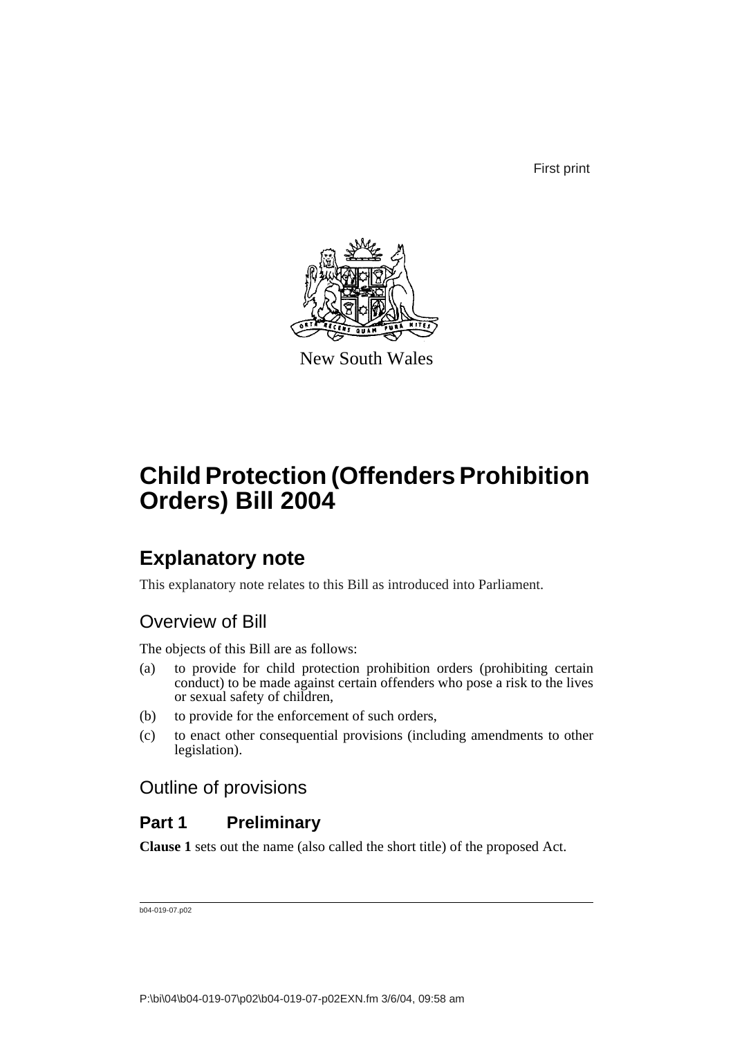First print

New South Wales

# Child Protection (Offenders Prohibition Orders) Bill 2004

## Explanatory note

This explanatory note relates to this Bill as introduced into Parliament.

### Overview of Bill

The objects of this Bill are as follows:

(a) to provide for child protection prohibition orders (prohibiting certain conduct) to be made against certain offenders who pose a risk to the lives or sexual safety of children,

(b) to provide for the enforcement of such orders,

(c) to enact other consequential provisions (including amendments to other legislation).

### Outline of provisions

#### Part 1 Preliminary

**Clause 1** sets out the name (also called the short title) of the proposed Act.

b04-019-07.p02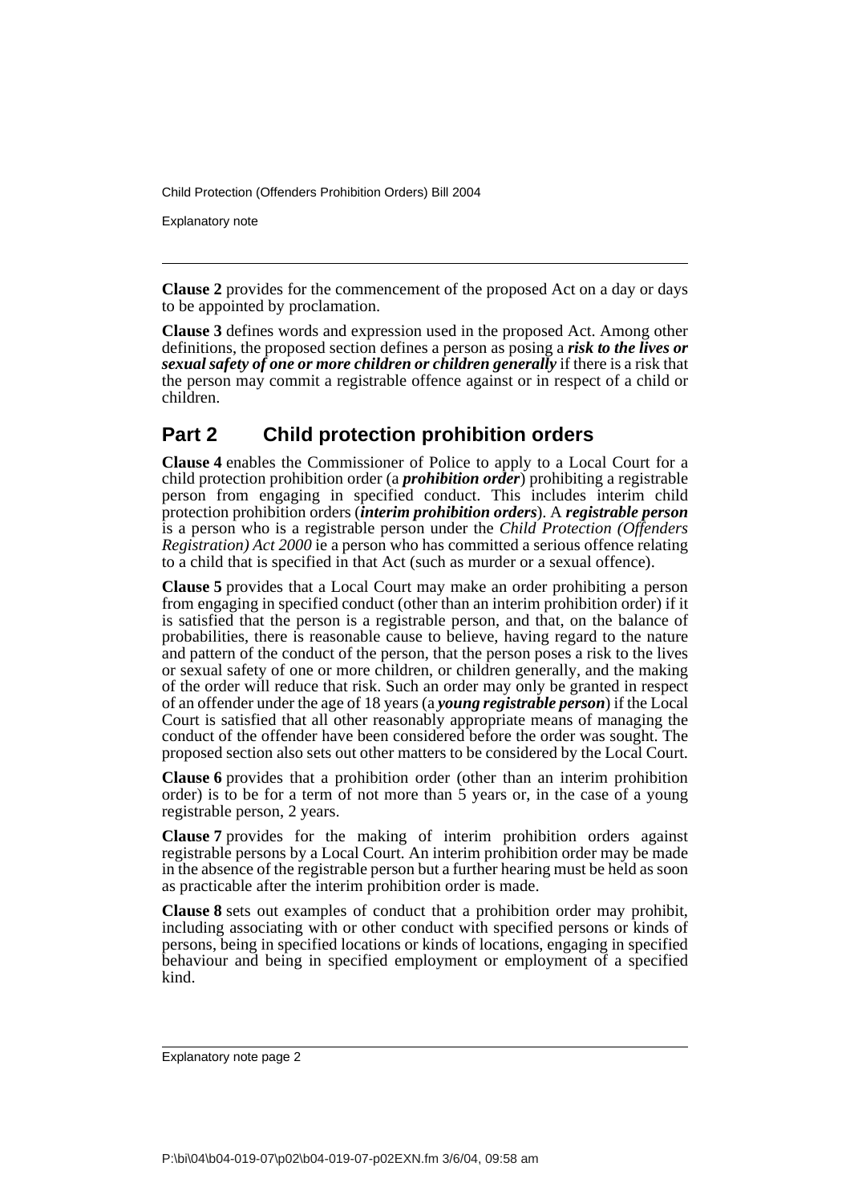**Clause 2** provides for the commencement of the proposed Act on a day or days to be appointed by proclamation.

**Clause 3** defines words and expression used in the proposed Act. Among other definitions, the proposed section defines a person as posing a ***risk to the lives or sexual safety of one or more children or children generally*** if there is a risk that the person may commit a registrable offence against or in respect of a child or children.

## Part 2 Child protection prohibition orders

**Clause 4** enables the Commissioner of Police to apply to a Local Court for a child protection prohibition order (a ***prohibition order***) prohibiting a registrable person from engaging in specified conduct. This includes interim child protection prohibition orders (***interim prohibition orders***). A ***registrable person*** is a person who is a registrable person under the *Child Protection (Offenders Registration) Act 2000* ie a person who has committed a serious offence relating to a child that is specified in that Act (such as murder or a sexual offence).

**Clause 5** provides that a Local Court may make an order prohibiting a person from engaging in specified conduct (other than an interim prohibition order) if it is satisfied that the person is a registrable person, and that, on the balance of probabilities, there is reasonable cause to believe, having regard to the nature and pattern of the conduct of the person, that the person poses a risk to the lives or sexual safety of one or more children, or children generally, and the making of the order will reduce that risk. Such an order may only be granted in respect of an offender under the age of 18 years (a ***young registrable person***) if the Local Court is satisfied that all other reasonably appropriate means of managing the conduct of the offender have been considered before the order was sought. The proposed section also sets out other matters to be considered by the Local Court.

**Clause 6** provides that a prohibition order (other than an interim prohibition order) is to be for a term of not more than 5 years or, in the case of a young registrable person, 2 years.

**Clause 7** provides for the making of interim prohibition orders against registrable persons by a Local Court. An interim prohibition order may be made in the absence of the registrable person but a further hearing must be held as soon as practicable after the interim prohibition order is made.

**Clause 8** sets out examples of conduct that a prohibition order may prohibit, including associating with or other conduct with specified persons or kinds of persons, being in specified locations or kinds of locations, engaging in specified behaviour and being in specified employment or employment of a specified kind.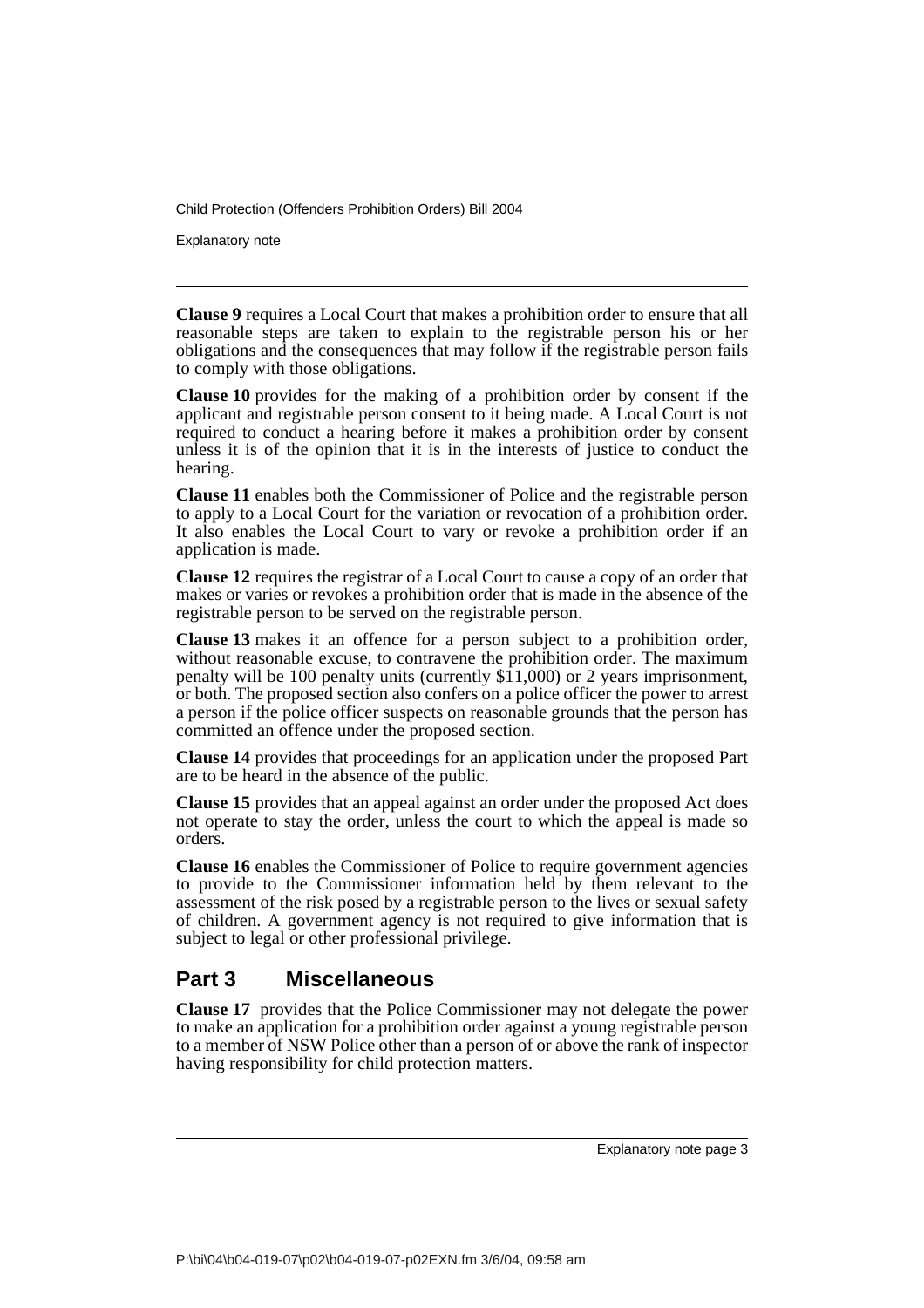**Clause 9** requires a Local Court that makes a prohibition order to ensure that all reasonable steps are taken to explain to the registrable person his or her obligations and the consequences that may follow if the registrable person fails to comply with those obligations.

**Clause 10** provides for the making of a prohibition order by consent if the applicant and registrable person consent to it being made. A Local Court is not required to conduct a hearing before it makes a prohibition order by consent unless it is of the opinion that it is in the interests of justice to conduct the hearing.

**Clause 11** enables both the Commissioner of Police and the registrable person to apply to a Local Court for the variation or revocation of a prohibition order. It also enables the Local Court to vary or revoke a prohibition order if an application is made.

**Clause 12** requires the registrar of a Local Court to cause a copy of an order that makes or varies or revokes a prohibition order that is made in the absence of the registrable person to be served on the registrable person.

**Clause 13** makes it an offence for a person subject to a prohibition order, without reasonable excuse, to contravene the prohibition order. The maximum penalty will be 100 penalty units (currently $11,000) or 2 years imprisonment, or both. The proposed section also confers on a police officer the power to arrest a person if the police officer suspects on reasonable grounds that the person has committed an offence under the proposed section.

**Clause 14** provides that proceedings for an application under the proposed Part are to be heard in the absence of the public.

**Clause 15** provides that an appeal against an order under the proposed Act does not operate to stay the order, unless the court to which the appeal is made so orders.

**Clause 16** enables the Commissioner of Police to require government agencies to provide to the Commissioner information held by them relevant to the assessment of the risk posed by a registrable person to the lives or sexual safety of children. A government agency is not required to give information that is subject to legal or other professional privilege.

## Part 3 Miscellaneous

**Clause 17** provides that the Police Commissioner may not delegate the power to make an application for a prohibition order against a young registrable person to a member of NSW Police other than a person of or above the rank of inspector having responsibility for child protection matters.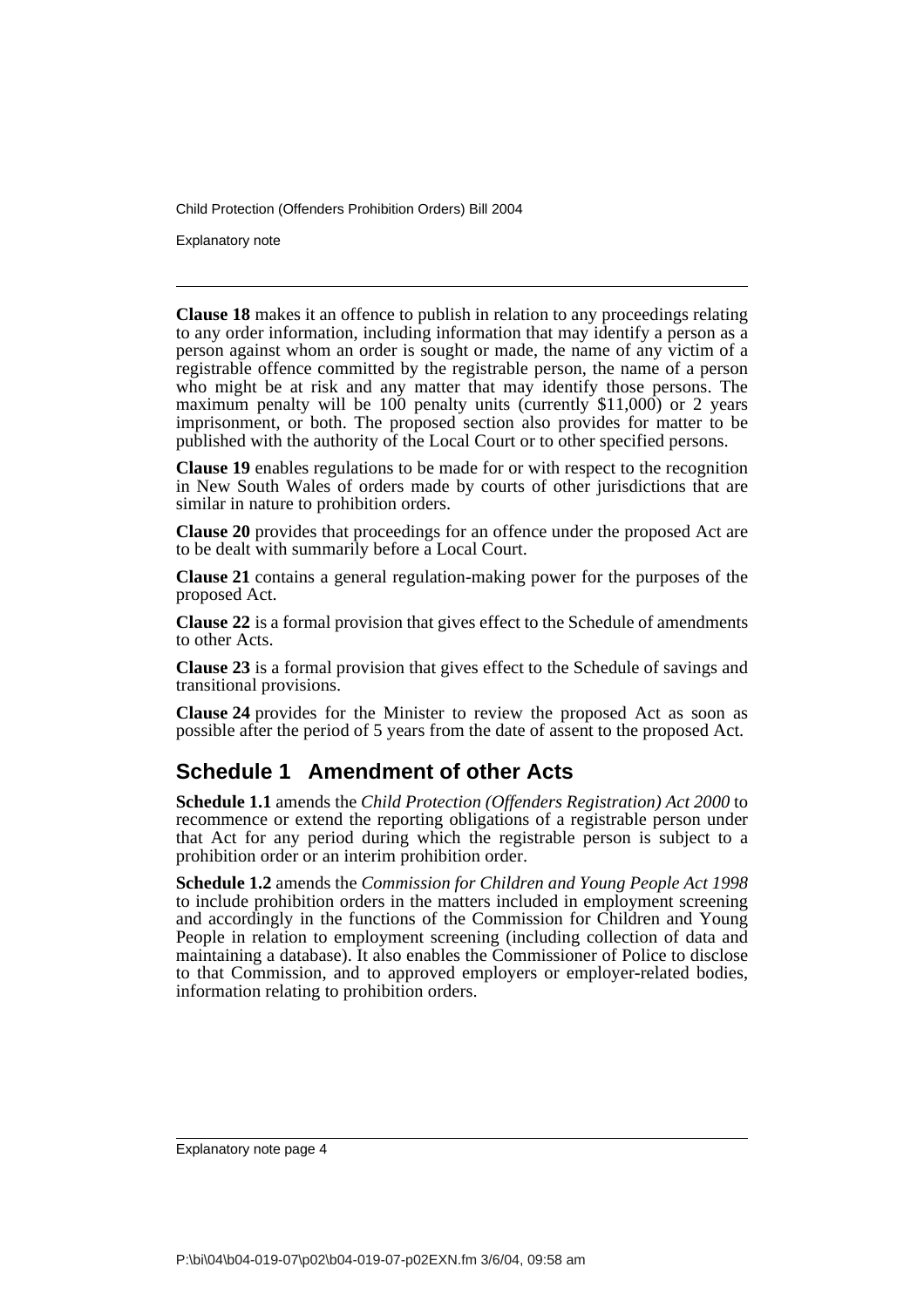**Clause 18** makes it an offence to publish in relation to any proceedings relating to any order information, including information that may identify a person as a person against whom an order is sought or made, the name of any victim of a registrable offence committed by the registrable person, the name of a person who might be at risk and any matter that may identify those persons. The maximum penalty will be 100 penalty units (currently $11,000) or 2 years imprisonment, or both. The proposed section also provides for matter to be published with the authority of the Local Court or to other specified persons.

**Clause 19** enables regulations to be made for or with respect to the recognition in New South Wales of orders made by courts of other jurisdictions that are similar in nature to prohibition orders.

**Clause 20** provides that proceedings for an offence under the proposed Act are to be dealt with summarily before a Local Court.

**Clause 21** contains a general regulation-making power for the purposes of the proposed Act.

**Clause 22** is a formal provision that gives effect to the Schedule of amendments to other Acts.

**Clause 23** is a formal provision that gives effect to the Schedule of savings and transitional provisions.

**Clause 24** provides for the Minister to review the proposed Act as soon as possible after the period of 5 years from the date of assent to the proposed Act.

## Schedule 1 Amendment of other Acts

**Schedule 1.1** amends the *Child Protection (Offenders Registration) Act 2000* to recommence or extend the reporting obligations of a registrable person under that Act for any period during which the registrable person is subject to a prohibition order or an interim prohibition order.

**Schedule 1.2** amends the *Commission for Children and Young People Act 1998* to include prohibition orders in the matters included in employment screening and accordingly in the functions of the Commission for Children and Young People in relation to employment screening (including collection of data and maintaining a database). It also enables the Commissioner of Police to disclose to that Commission, and to approved employers or employer-related bodies, information relating to prohibition orders.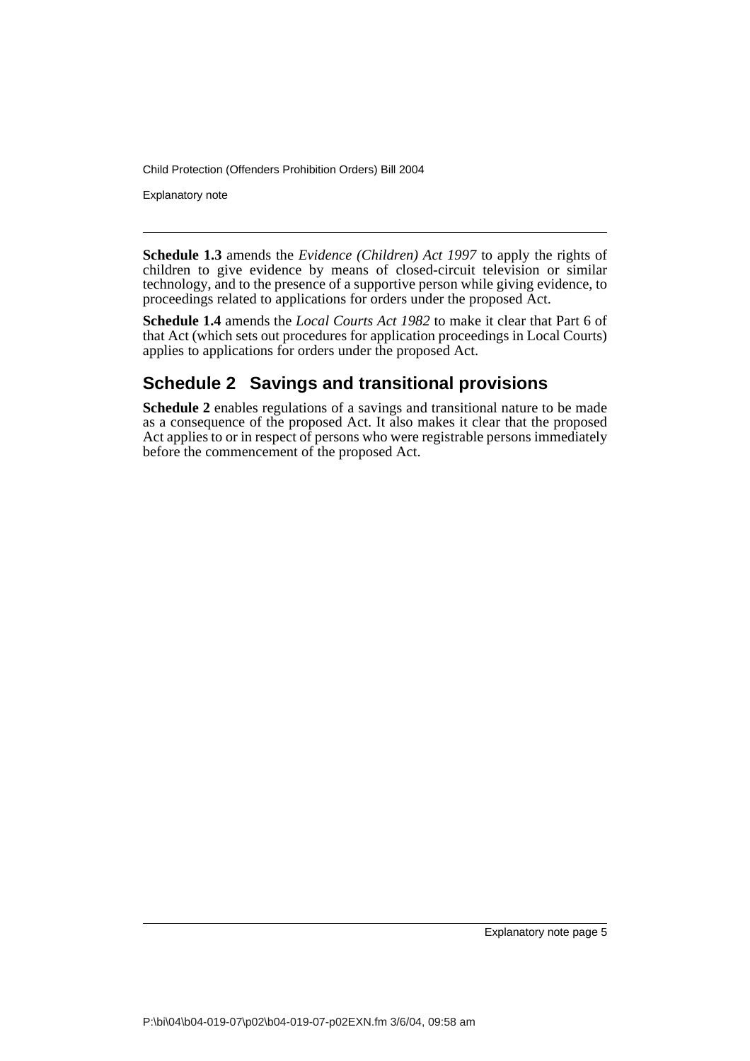**Schedule 1.3** amends the *Evidence (Children) Act 1997* to apply the rights of children to give evidence by means of closed-circuit television or similar technology, and to the presence of a supportive person while giving evidence, to proceedings related to applications for orders under the proposed Act.

**Schedule 1.4** amends the *Local Courts Act 1982* to make it clear that Part 6 of that Act (which sets out procedures for application proceedings in Local Courts) applies to applications for orders under the proposed Act.

## Schedule 2 Savings and transitional provisions

**Schedule 2** enables regulations of a savings and transitional nature to be made as a consequence of the proposed Act. It also makes it clear that the proposed Act applies to or in respect of persons who were registrable persons immediately before the commencement of the proposed Act.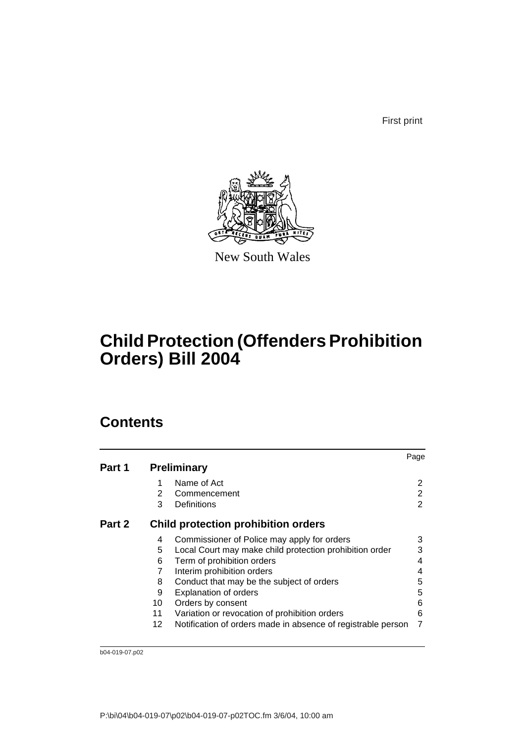First print

New South Wales

# Child Protection (Offenders Prohibition Orders) Bill 2004

## Contents

| | | | Page |
|---|---|---|---|
| **Part 1** | **Preliminary** | | |
| | 1 | Name of Act | 2 |
| | 2 | Commencement | 2 |
| | 3 | Definitions | 2 |
| **Part 2** | **Child protection prohibition orders** | | |
| | 4 | Commissioner of Police may apply for orders | 3 |
| | 5 | Local Court may make child protection prohibition order | 3 |
| | 6 | Term of prohibition orders | 4 |
| | 7 | Interim prohibition orders | 4 |
| | 8 | Conduct that may be the subject of orders | 5 |
| | 9 | Explanation of orders | 5 |
| | 10 | Orders by consent | 6 |
| | 11 | Variation or revocation of prohibition orders | 6 |
| | 12 | Notification of orders made in absence of registrable person | 7 |

b04-019-07.p02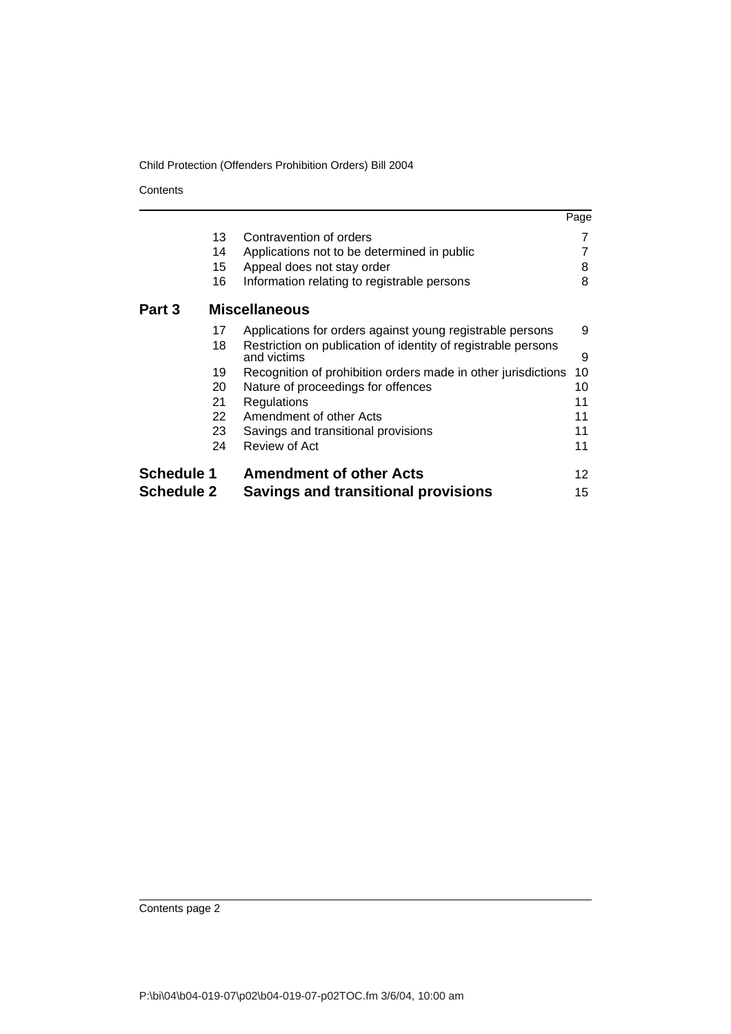| | | | Page |
|---|---|---|---|
| | 13 | Contravention of orders | 7 |
| | 14 | Applications not to be determined in public | 7 |
| | 15 | Appeal does not stay order | 8 |
| | 16 | Information relating to registrable persons | 8 |
| **Part 3** | | **Miscellaneous** | |
| | 17 | Applications for orders against young registrable persons | 9 |
| | 18 | Restriction on publication of identity of registrable persons and victims | 9 |
| | 19 | Recognition of prohibition orders made in other jurisdictions | 10 |
| | 20 | Nature of proceedings for offences | 10 |
| | 21 | Regulations | 11 |
| | 22 | Amendment of other Acts | 11 |
| | 23 | Savings and transitional provisions | 11 |
| | 24 | Review of Act | 11 |
| **Schedule 1** | | **Amendment of other Acts** | 12 |
| **Schedule 2** | | **Savings and transitional provisions** | 15 |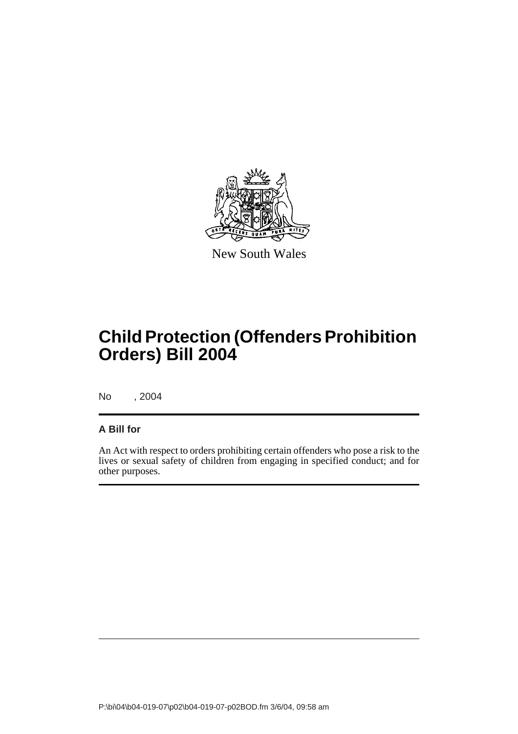New South Wales

# Child Protection (Offenders Prohibition Orders) Bill 2004

No , 2004

## A Bill for

An Act with respect to orders prohibiting certain offenders who pose a risk to the lives or sexual safety of children from engaging in specified conduct; and for other purposes.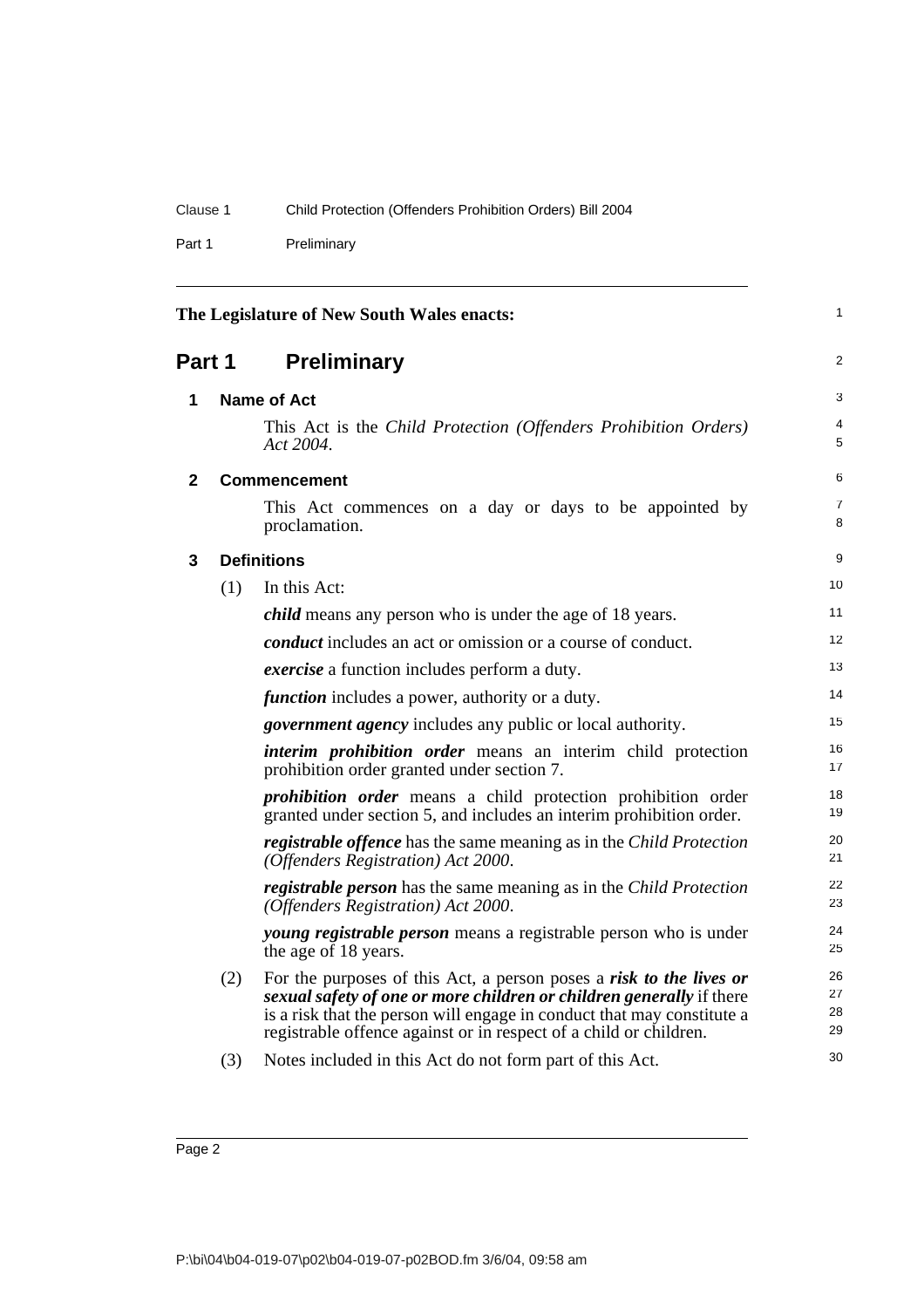The Legislature of New South Wales enacts:

## Part 1 Preliminary

### 1 Name of Act

This Act is the *Child Protection (Offenders Prohibition Orders) Act 2004*.

### 2 Commencement

This Act commences on a day or days to be appointed by proclamation.

### 3 Definitions

(1) In this Act:

***child*** means any person who is under the age of 18 years.

***conduct*** includes an act or omission or a course of conduct.

***exercise*** a function includes perform a duty.

***function*** includes a power, authority or a duty.

***government agency*** includes any public or local authority.

***interim prohibition order*** means an interim child protection prohibition order granted under section 7.

***prohibition order*** means a child protection prohibition order granted under section 5, and includes an interim prohibition order.

***registrable offence*** has the same meaning as in the *Child Protection (Offenders Registration) Act 2000*.

***registrable person*** has the same meaning as in the *Child Protection (Offenders Registration) Act 2000*.

***young registrable person*** means a registrable person who is under the age of 18 years.

(2) For the purposes of this Act, a person poses a ***risk to the lives or sexual safety of one or more children or children generally*** if there is a risk that the person will engage in conduct that may constitute a registrable offence against or in respect of a child or children.

(3) Notes included in this Act do not form part of this Act.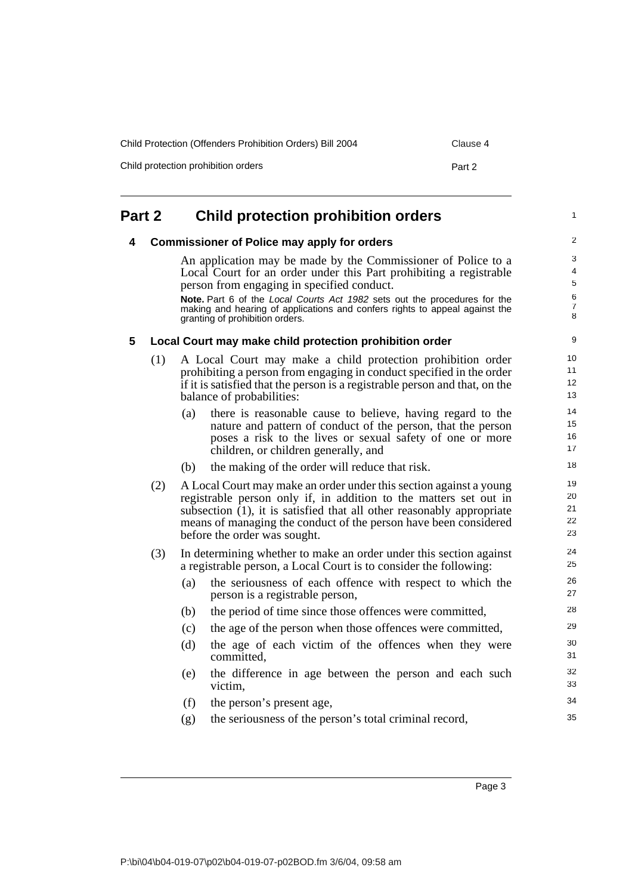## Part 2 Child protection prohibition orders

### 4 Commissioner of Police may apply for orders

An application may be made by the Commissioner of Police to a Local Court for an order under this Part prohibiting a registrable person from engaging in specified conduct.

**Note.** Part 6 of the *Local Courts Act 1982* sets out the procedures for the making and hearing of applications and confers rights to appeal against the granting of prohibition orders.

### 5 Local Court may make child protection prohibition order

(1) A Local Court may make a child protection prohibition order prohibiting a person from engaging in conduct specified in the order if it is satisfied that the person is a registrable person and that, on the balance of probabilities:

- (a) there is reasonable cause to believe, having regard to the nature and pattern of conduct of the person, that the person poses a risk to the lives or sexual safety of one or more children, or children generally, and
- (b) the making of the order will reduce that risk.

(2) A Local Court may make an order under this section against a young registrable person only if, in addition to the matters set out in subsection (1), it is satisfied that all other reasonably appropriate means of managing the conduct of the person have been considered before the order was sought.

(3) In determining whether to make an order under this section against a registrable person, a Local Court is to consider the following:

- (a) the seriousness of each offence with respect to which the person is a registrable person,
- (b) the period of time since those offences were committed,
- (c) the age of the person when those offences were committed,
- (d) the age of each victim of the offences when they were committed,
- (e) the difference in age between the person and each such victim,
- (f) the person's present age,
- (g) the seriousness of the person's total criminal record,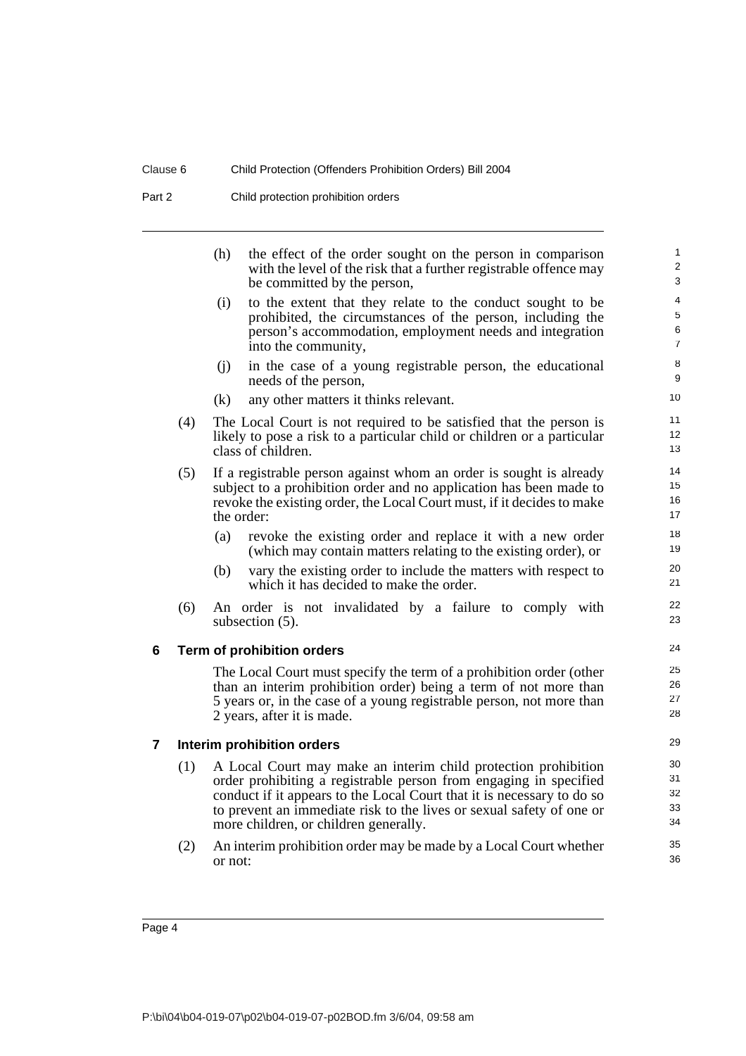(h) the effect of the order sought on the person in comparison with the level of the risk that a further registrable offence may be committed by the person,

(i) to the extent that they relate to the conduct sought to be prohibited, the circumstances of the person, including the person's accommodation, employment needs and integration into the community,

(j) in the case of a young registrable person, the educational needs of the person,

(k) any other matters it thinks relevant.

(4) The Local Court is not required to be satisfied that the person is likely to pose a risk to a particular child or children or a particular class of children.

(5) If a registrable person against whom an order is sought is already subject to a prohibition order and no application has been made to revoke the existing order, the Local Court must, if it decides to make the order:

(a) revoke the existing order and replace it with a new order (which may contain matters relating to the existing order), or

(b) vary the existing order to include the matters with respect to which it has decided to make the order.

(6) An order is not invalidated by a failure to comply with subsection (5).

### 6 Term of prohibition orders

The Local Court must specify the term of a prohibition order (other than an interim prohibition order) being a term of not more than 5 years or, in the case of a young registrable person, not more than 2 years, after it is made.

### 7 Interim prohibition orders

(1) A Local Court may make an interim child protection prohibition order prohibiting a registrable person from engaging in specified conduct if it appears to the Local Court that it is necessary to do so to prevent an immediate risk to the lives or sexual safety of one or more children, or children generally.

(2) An interim prohibition order may be made by a Local Court whether or not: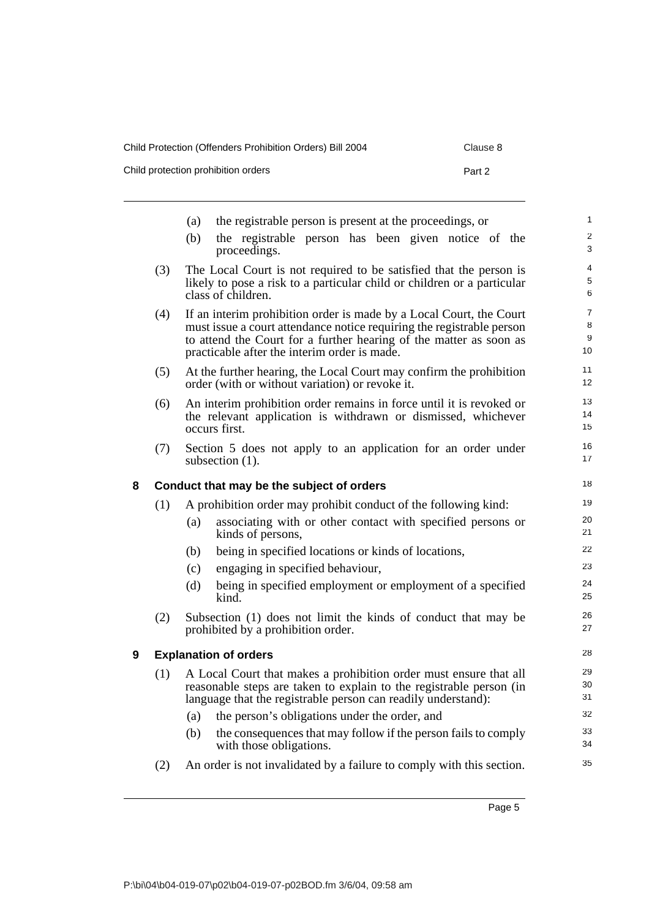(a) the registrable person is present at the proceedings, or

(b) the registrable person has been given notice of the proceedings.

(3) The Local Court is not required to be satisfied that the person is likely to pose a risk to a particular child or children or a particular class of children.

(4) If an interim prohibition order is made by a Local Court, the Court must issue a court attendance notice requiring the registrable person to attend the Court for a further hearing of the matter as soon as practicable after the interim order is made.

(5) At the further hearing, the Local Court may confirm the prohibition order (with or without variation) or revoke it.

(6) An interim prohibition order remains in force until it is revoked or the relevant application is withdrawn or dismissed, whichever occurs first.

(7) Section 5 does not apply to an application for an order under subsection (1).

## 8 Conduct that may be the subject of orders

(1) A prohibition order may prohibit conduct of the following kind:

(a) associating with or other contact with specified persons or kinds of persons,

(b) being in specified locations or kinds of locations,

(c) engaging in specified behaviour,

(d) being in specified employment or employment of a specified kind.

(2) Subsection (1) does not limit the kinds of conduct that may be prohibited by a prohibition order.

## 9 Explanation of orders

(1) A Local Court that makes a prohibition order must ensure that all reasonable steps are taken to explain to the registrable person (in language that the registrable person can readily understand):

(a) the person's obligations under the order, and

(b) the consequences that may follow if the person fails to comply with those obligations.

(2) An order is not invalidated by a failure to comply with this section.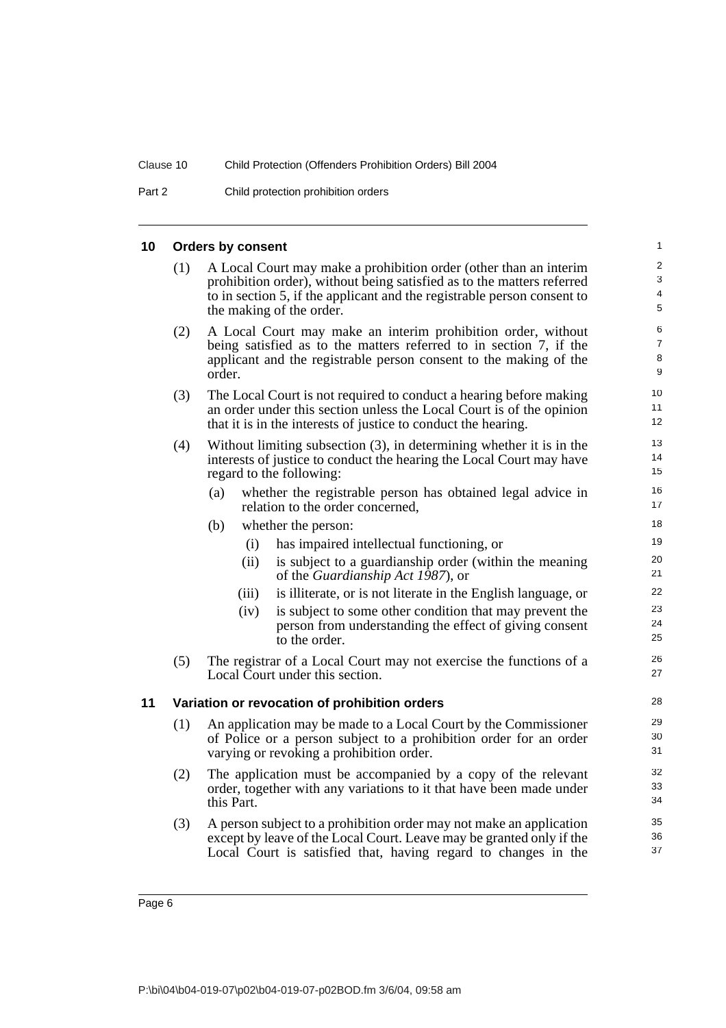## 10 Orders by consent

(1) A Local Court may make a prohibition order (other than an interim prohibition order), without being satisfied as to the matters referred to in section 5, if the applicant and the registrable person consent to the making of the order.

(2) A Local Court may make an interim prohibition order, without being satisfied as to the matters referred to in section 7, if the applicant and the registrable person consent to the making of the order.

(3) The Local Court is not required to conduct a hearing before making an order under this section unless the Local Court is of the opinion that it is in the interests of justice to conduct the hearing.

(4) Without limiting subsection (3), in determining whether it is in the interests of justice to conduct the hearing the Local Court may have regard to the following:

- (a) whether the registrable person has obtained legal advice in relation to the order concerned,
- (b) whether the person:
  - (i) has impaired intellectual functioning, or
  - (ii) is subject to a guardianship order (within the meaning of the *Guardianship Act 1987*), or
  - (iii) is illiterate, or is not literate in the English language, or
  - (iv) is subject to some other condition that may prevent the person from understanding the effect of giving consent to the order.

(5) The registrar of a Local Court may not exercise the functions of a Local Court under this section.

## 11 Variation or revocation of prohibition orders

(1) An application may be made to a Local Court by the Commissioner of Police or a person subject to a prohibition order for an order varying or revoking a prohibition order.

(2) The application must be accompanied by a copy of the relevant order, together with any variations to it that have been made under this Part.

(3) A person subject to a prohibition order may not make an application except by leave of the Local Court. Leave may be granted only if the Local Court is satisfied that, having regard to changes in the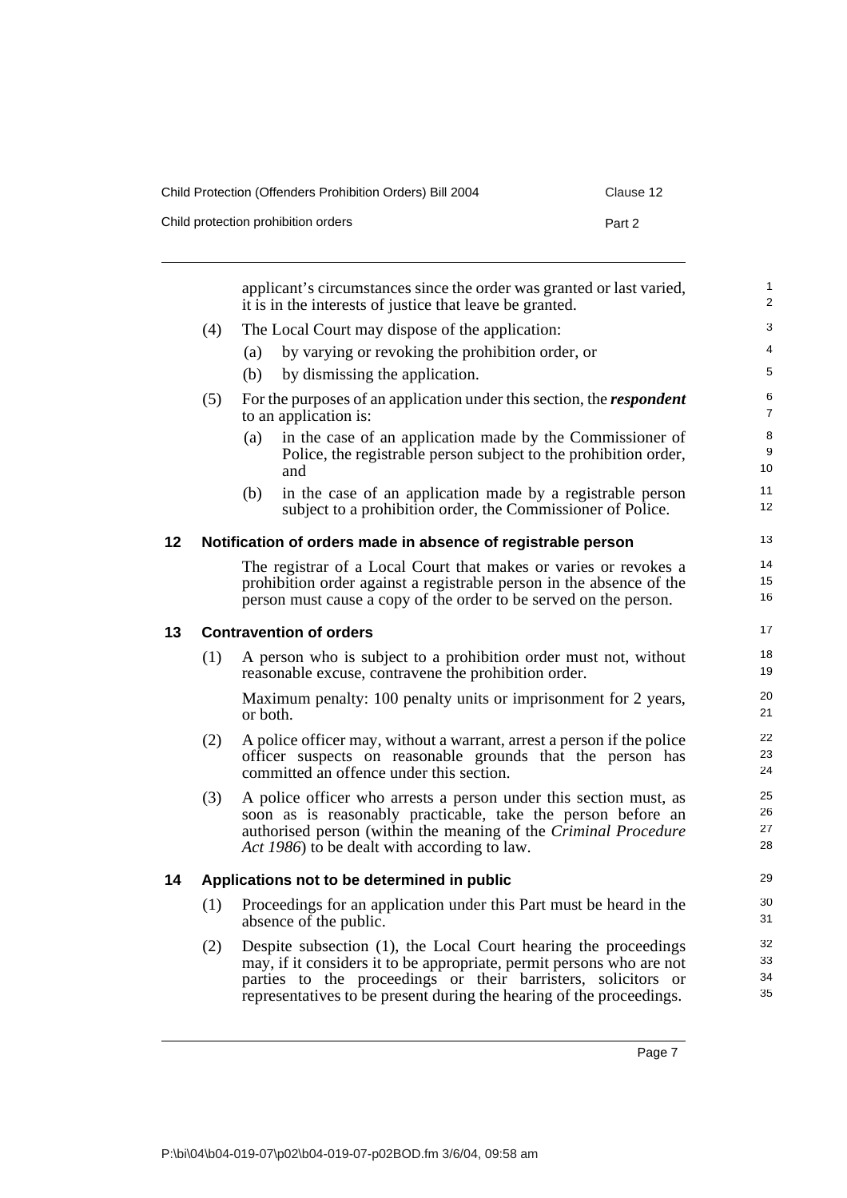applicant's circumstances since the order was granted or last varied, it is in the interests of justice that leave be granted.

(4) The Local Court may dispose of the application:

(a) by varying or revoking the prohibition order, or

(b) by dismissing the application.

(5) For the purposes of an application under this section, the ***respondent*** to an application is:

(a) in the case of an application made by the Commissioner of Police, the registrable person subject to the prohibition order, and

(b) in the case of an application made by a registrable person subject to a prohibition order, the Commissioner of Police.

### 12 Notification of orders made in absence of registrable person

The registrar of a Local Court that makes or varies or revokes a prohibition order against a registrable person in the absence of the person must cause a copy of the order to be served on the person.

### 13 Contravention of orders

(1) A person who is subject to a prohibition order must not, without reasonable excuse, contravene the prohibition order.

Maximum penalty: 100 penalty units or imprisonment for 2 years, or both.

(2) A police officer may, without a warrant, arrest a person if the police officer suspects on reasonable grounds that the person has committed an offence under this section.

(3) A police officer who arrests a person under this section must, as soon as is reasonably practicable, take the person before an authorised person (within the meaning of the *Criminal Procedure Act 1986*) to be dealt with according to law.

### 14 Applications not to be determined in public

(1) Proceedings for an application under this Part must be heard in the absence of the public.

(2) Despite subsection (1), the Local Court hearing the proceedings may, if it considers it to be appropriate, permit persons who are not parties to the proceedings or their barristers, solicitors or representatives to be present during the hearing of the proceedings.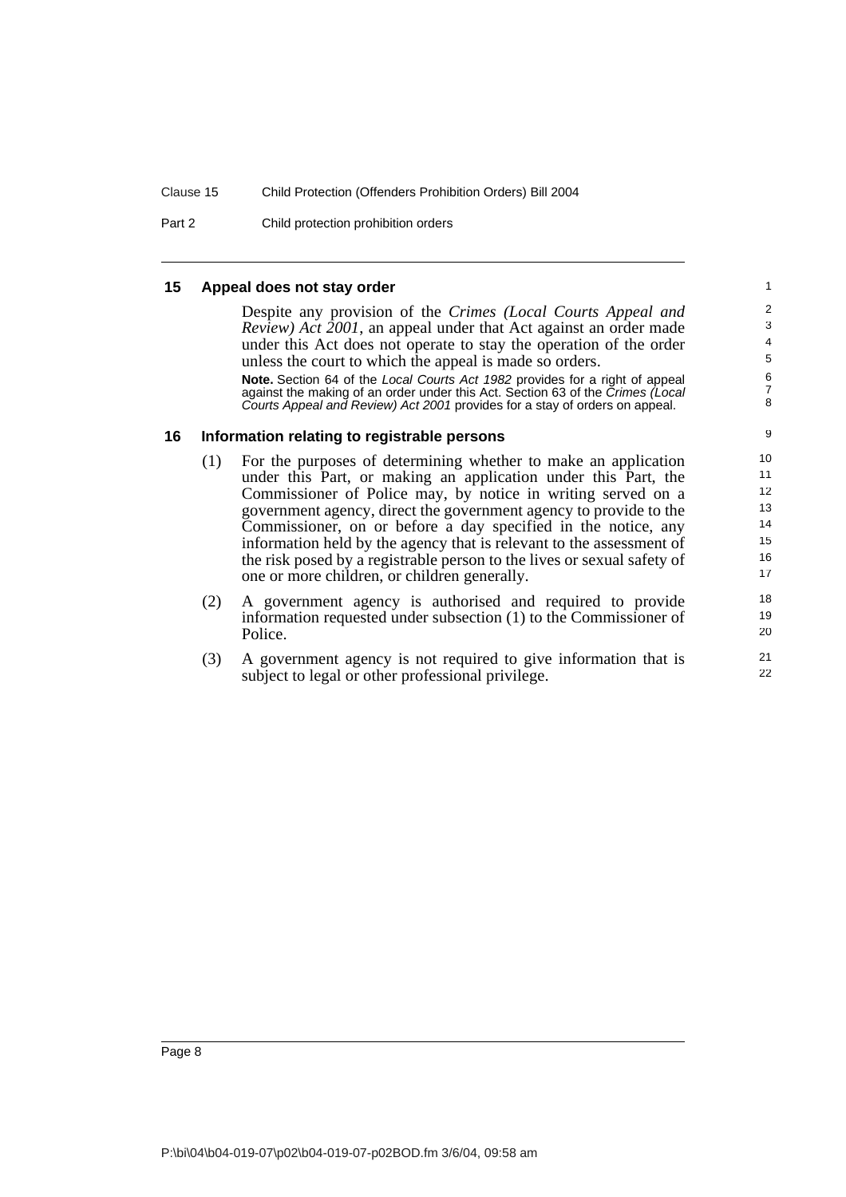## 15 Appeal does not stay order

Despite any provision of the *Crimes (Local Courts Appeal and Review) Act 2001*, an appeal under that Act against an order made under this Act does not operate to stay the operation of the order unless the court to which the appeal is made so orders.

**Note.** Section 64 of the *Local Courts Act 1982* provides for a right of appeal against the making of an order under this Act. Section 63 of the *Crimes (Local Courts Appeal and Review) Act 2001* provides for a stay of orders on appeal.

## 16 Information relating to registrable persons

(1) For the purposes of determining whether to make an application under this Part, or making an application under this Part, the Commissioner of Police may, by notice in writing served on a government agency, direct the government agency to provide to the Commissioner, on or before a day specified in the notice, any information held by the agency that is relevant to the assessment of the risk posed by a registrable person to the lives or sexual safety of one or more children, or children generally.

(2) A government agency is authorised and required to provide information requested under subsection (1) to the Commissioner of Police.

(3) A government agency is not required to give information that is subject to legal or other professional privilege.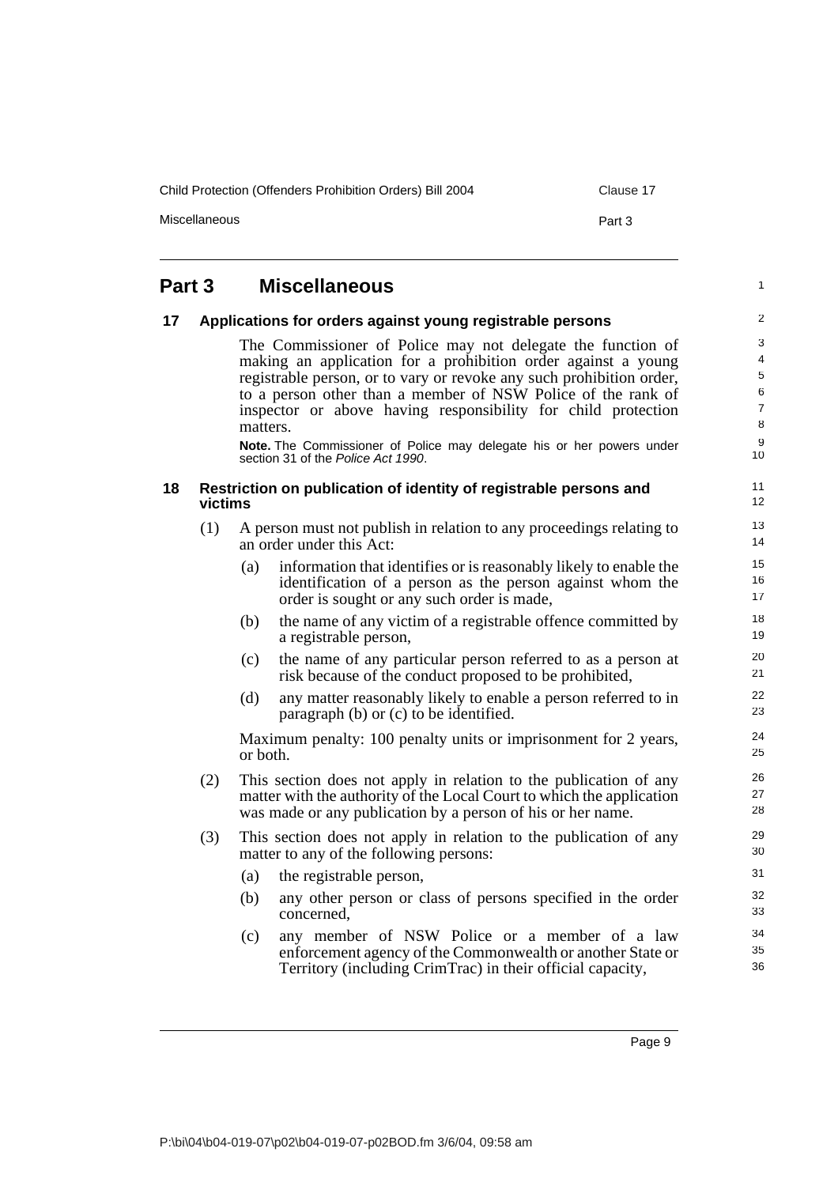# Part 3 Miscellaneous

## 17 Applications for orders against young registrable persons

The Commissioner of Police may not delegate the function of making an application for a prohibition order against a young registrable person, or to vary or revoke any such prohibition order, to a person other than a member of NSW Police of the rank of inspector or above having responsibility for child protection matters.

**Note.** The Commissioner of Police may delegate his or her powers under section 31 of the *Police Act 1990*.

## 18 Restriction on publication of identity of registrable persons and victims

(1) A person must not publish in relation to any proceedings relating to an order under this Act:

- (a) information that identifies or is reasonably likely to enable the identification of a person as the person against whom the order is sought or any such order is made,
- (b) the name of any victim of a registrable offence committed by a registrable person,
- (c) the name of any particular person referred to as a person at risk because of the conduct proposed to be prohibited,
- (d) any matter reasonably likely to enable a person referred to in paragraph (b) or (c) to be identified.

Maximum penalty: 100 penalty units or imprisonment for 2 years, or both.

(2) This section does not apply in relation to the publication of any matter with the authority of the Local Court to which the application was made or any publication by a person of his or her name.

(3) This section does not apply in relation to the publication of any matter to any of the following persons:

- (a) the registrable person,
- (b) any other person or class of persons specified in the order concerned,
- (c) any member of NSW Police or a member of a law enforcement agency of the Commonwealth or another State or Territory (including CrimTrac) in their official capacity,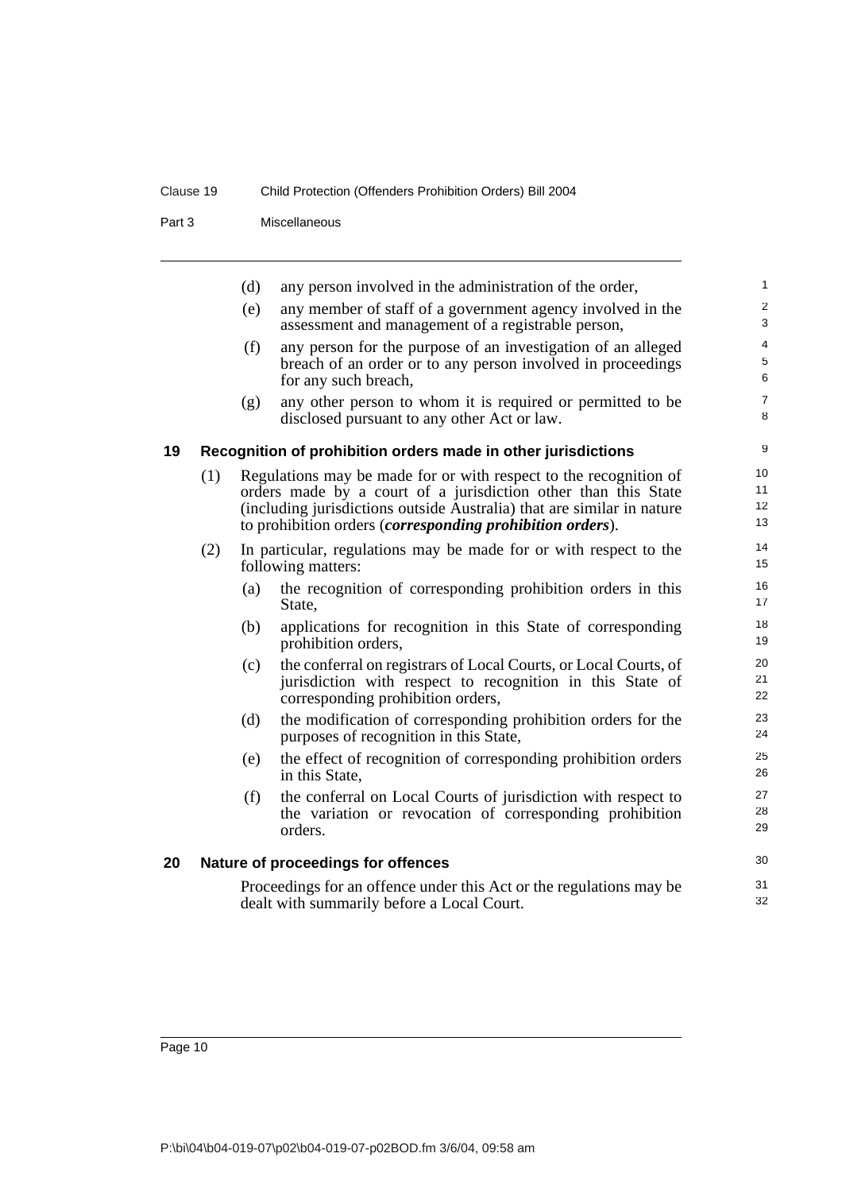(d) any person involved in the administration of the order,

(e) any member of staff of a government agency involved in the assessment and management of a registrable person,

(f) any person for the purpose of an investigation of an alleged breach of an order or to any person involved in proceedings for any such breach,

(g) any other person to whom it is required or permitted to be disclosed pursuant to any other Act or law.

## 19 Recognition of prohibition orders made in other jurisdictions

(1) Regulations may be made for or with respect to the recognition of orders made by a court of a jurisdiction other than this State (including jurisdictions outside Australia) that are similar in nature to prohibition orders (***corresponding prohibition orders***).

(2) In particular, regulations may be made for or with respect to the following matters:

(a) the recognition of corresponding prohibition orders in this State,

(b) applications for recognition in this State of corresponding prohibition orders,

(c) the conferral on registrars of Local Courts, or Local Courts, of jurisdiction with respect to recognition in this State of corresponding prohibition orders,

(d) the modification of corresponding prohibition orders for the purposes of recognition in this State,

(e) the effect of recognition of corresponding prohibition orders in this State,

(f) the conferral on Local Courts of jurisdiction with respect to the variation or revocation of corresponding prohibition orders.

## 20 Nature of proceedings for offences

Proceedings for an offence under this Act or the regulations may be dealt with summarily before a Local Court.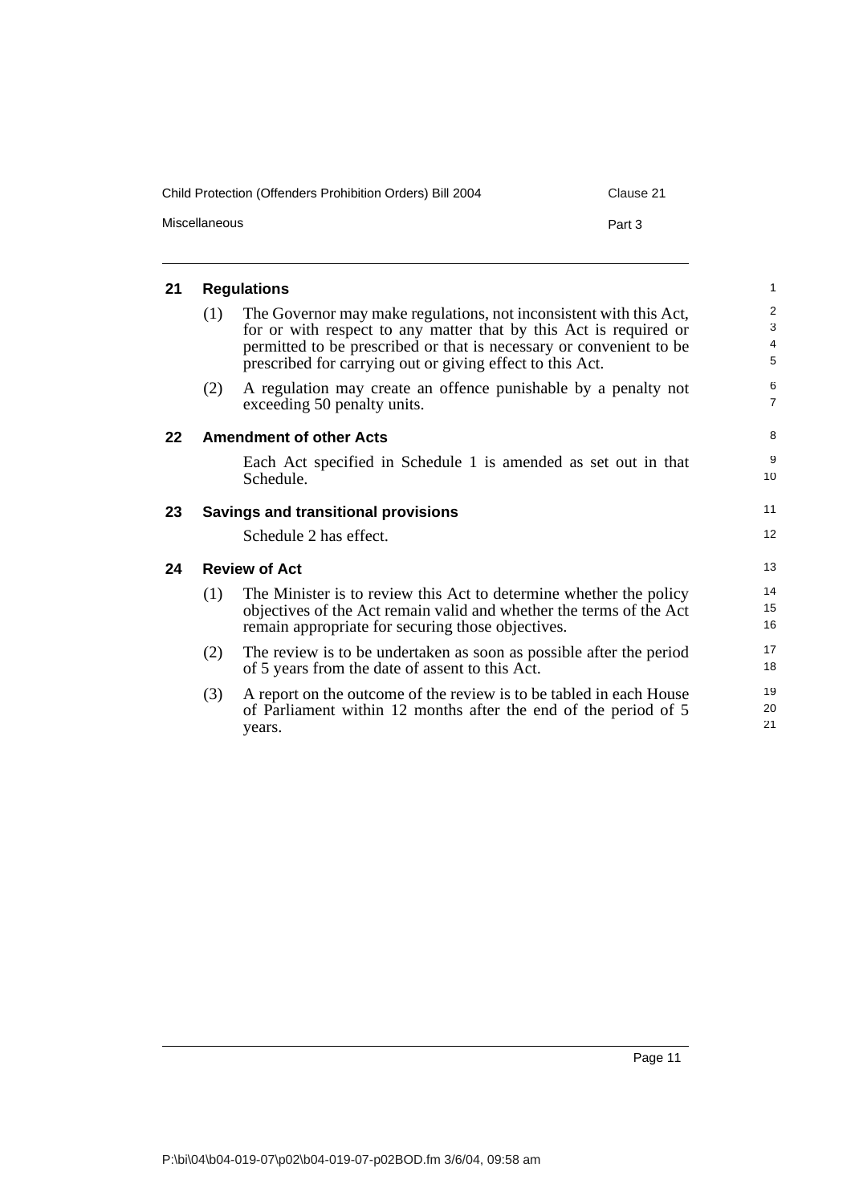## 21 Regulations

(1) The Governor may make regulations, not inconsistent with this Act, for or with respect to any matter that by this Act is required or permitted to be prescribed or that is necessary or convenient to be prescribed for carrying out or giving effect to this Act.

(2) A regulation may create an offence punishable by a penalty not exceeding 50 penalty units.

## 22 Amendment of other Acts

Each Act specified in Schedule 1 is amended as set out in that Schedule.

## 23 Savings and transitional provisions

Schedule 2 has effect.

## 24 Review of Act

(1) The Minister is to review this Act to determine whether the policy objectives of the Act remain valid and whether the terms of the Act remain appropriate for securing those objectives.

(2) The review is to be undertaken as soon as possible after the period of 5 years from the date of assent to this Act.

(3) A report on the outcome of the review is to be tabled in each House of Parliament within 12 months after the end of the period of 5 years.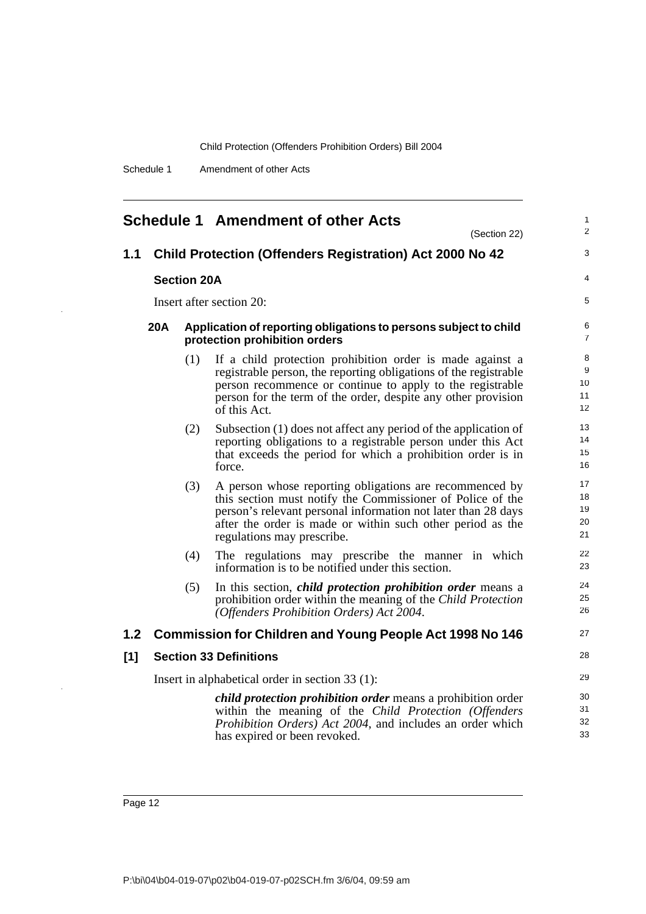# Schedule 1 Amendment of other Acts

(Section 22)

## 1.1 Child Protection (Offenders Registration) Act 2000 No 42

### Section 20A

Insert after section 20:

#### 20A Application of reporting obligations to persons subject to child protection prohibition orders

(1) If a child protection prohibition order is made against a registrable person, the reporting obligations of the registrable person recommence or continue to apply to the registrable person for the term of the order, despite any other provision of this Act.

(2) Subsection (1) does not affect any period of the application of reporting obligations to a registrable person under this Act that exceeds the period for which a prohibition order is in force.

(3) A person whose reporting obligations are recommenced by this section must notify the Commissioner of Police of the person's relevant personal information not later than 28 days after the order is made or within such other period as the regulations may prescribe.

(4) The regulations may prescribe the manner in which information is to be notified under this section.

(5) In this section, ***child protection prohibition order*** means a prohibition order within the meaning of the *Child Protection (Offenders Prohibition Orders) Act 2004*.

## 1.2 Commission for Children and Young People Act 1998 No 146

### [1] Section 33 Definitions

Insert in alphabetical order in section 33 (1):

***child protection prohibition order*** means a prohibition order within the meaning of the *Child Protection (Offenders Prohibition Orders) Act 2004*, and includes an order which has expired or been revoked.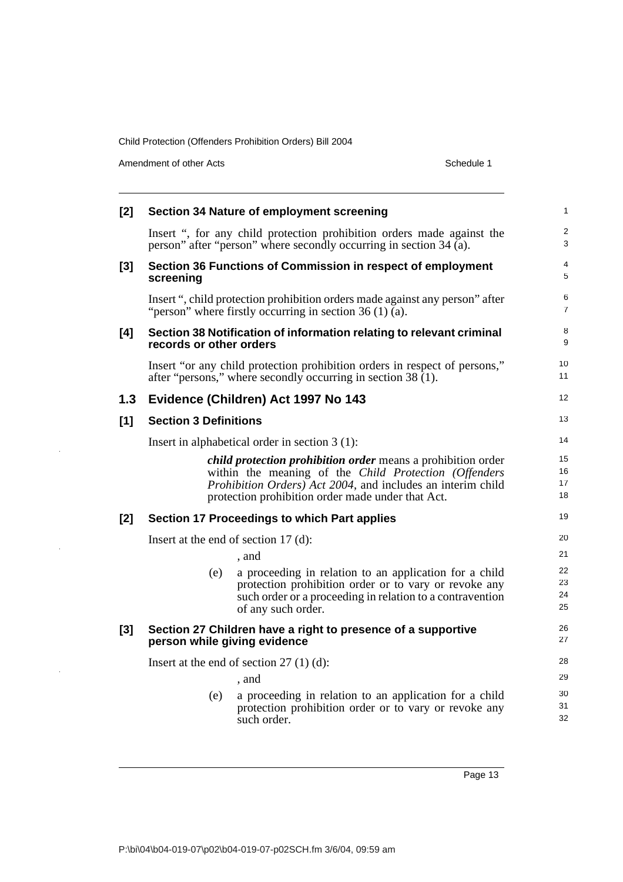**[2] Section 34 Nature of employment screening**

Insert ", for any child protection prohibition orders made against the person" after "person" where secondly occurring in section 34 (a).

**[3] Section 36 Functions of Commission in respect of employment screening**

Insert ", child protection prohibition orders made against any person" after "person" where firstly occurring in section 36 (1) (a).

**[4] Section 38 Notification of information relating to relevant criminal records or other orders**

Insert "or any child protection prohibition orders in respect of persons," after "persons," where secondly occurring in section 38 (1).

## 1.3 Evidence (Children) Act 1997 No 143

**[1] Section 3 Definitions**

Insert in alphabetical order in section 3 (1):

> ***child protection prohibition order*** means a prohibition order within the meaning of the *Child Protection (Offenders Prohibition Orders) Act 2004*, and includes an interim child protection prohibition order made under that Act.

**[2] Section 17 Proceedings to which Part applies**

Insert at the end of section 17 (d):

> , and
>
> (e) a proceeding in relation to an application for a child protection prohibition order or to vary or revoke any such order or a proceeding in relation to a contravention of any such order.

**[3] Section 27 Children have a right to presence of a supportive person while giving evidence**

Insert at the end of section 27 (1) (d):

> , and
>
> (e) a proceeding in relation to an application for a child protection prohibition order or to vary or revoke any such order.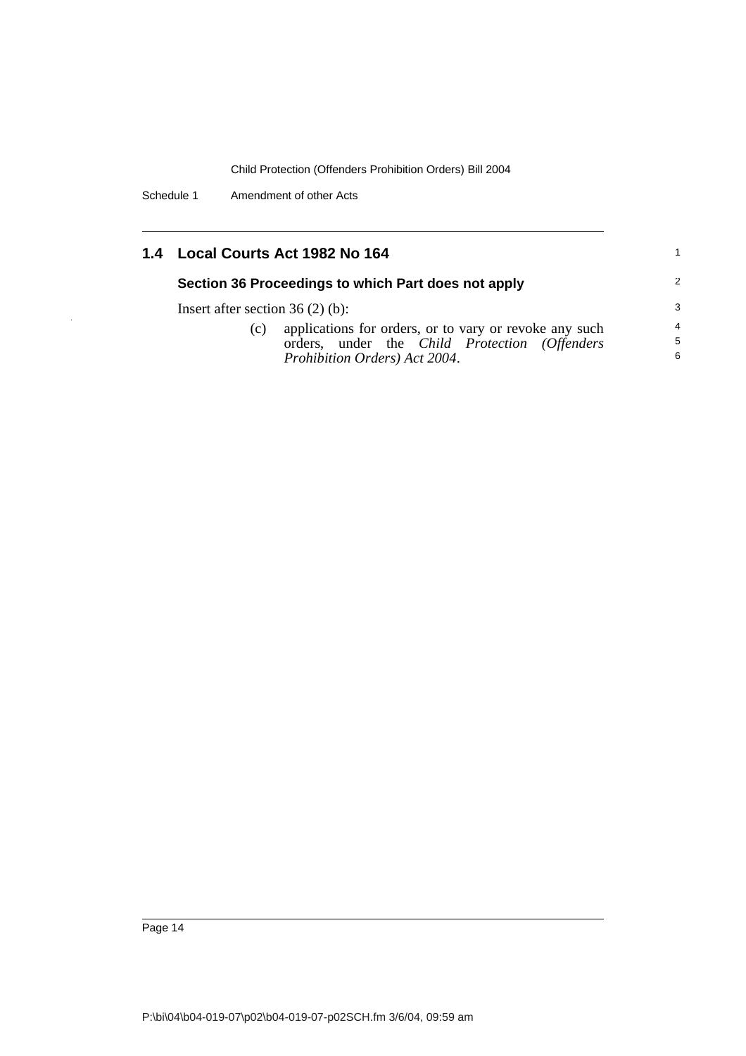## 1.4 Local Courts Act 1982 No 164

### Section 36 Proceedings to which Part does not apply

Insert after section 36 (2) (b):

> (c) applications for orders, or to vary or revoke any such orders, under the *Child Protection (Offenders Prohibition Orders) Act 2004*.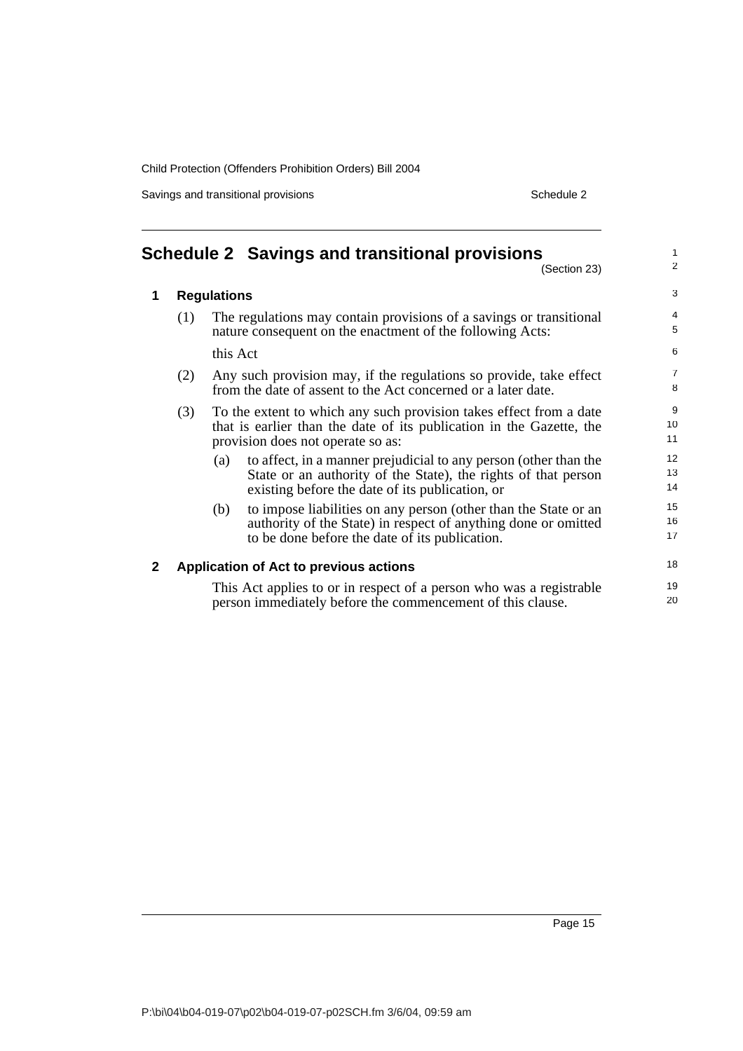# Schedule 2 Savings and transitional provisions

(Section 23)

## 1 Regulations

(1) The regulations may contain provisions of a savings or transitional nature consequent on the enactment of the following Acts:

this Act

(2) Any such provision may, if the regulations so provide, take effect from the date of assent to the Act concerned or a later date.

(3) To the extent to which any such provision takes effect from a date that is earlier than the date of its publication in the Gazette, the provision does not operate so as:

(a) to affect, in a manner prejudicial to any person (other than the State or an authority of the State), the rights of that person existing before the date of its publication, or

(b) to impose liabilities on any person (other than the State or an authority of the State) in respect of anything done or omitted to be done before the date of its publication.

## 2 Application of Act to previous actions

This Act applies to or in respect of a person who was a registrable person immediately before the commencement of this clause.